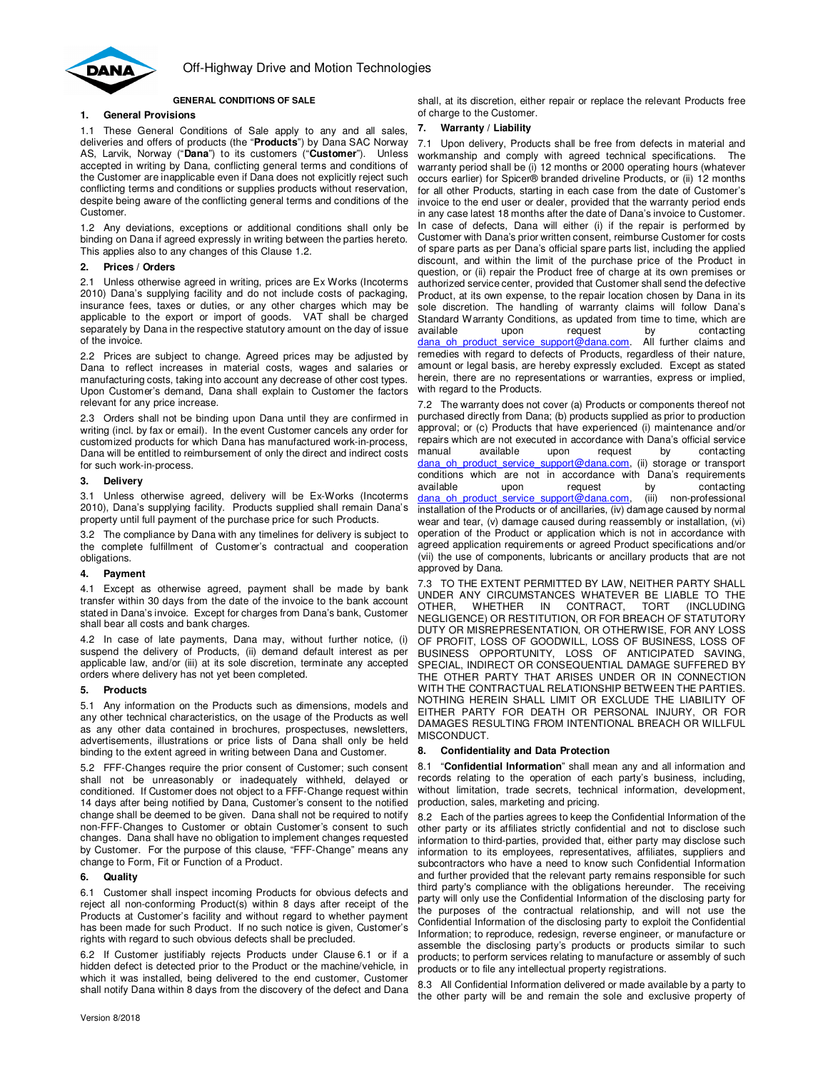Off-Highway Drive and Motion Technologies

# GENERAL CONDITIONS OF SALE

## 1. General Provisions

1.1 These General Conditions of Sale apply to any and all sales, deliveries and offers of products (the "**Products**") by Dana SAC Norway AS, Larvik, Norway ("**Dana**") to its customers ("**Customer**"). Unless accepted in writing by Dana, conflicting general terms and conditions of the Customer are inapplicable even if Dana does not explicitly reject such conflicting terms and conditions or supplies products without reservation, despite being aware of the conflicting general terms and conditions of the Customer.

1.2 Any deviations, exceptions or additional conditions shall only be binding on Dana if agreed expressly in writing between the parties hereto. This applies also to any changes of this Clause 1.2.

## 2. Prices / Orders

2.1 Unless otherwise agreed in writing, prices are Ex Works (Incoterms 2010) Dana's supplying facility and do not include costs of packaging, insurance fees, taxes or duties, or any other charges which may be applicable to the export or import of goods. VAT shall be charged separately by Dana in the respective statutory amount on the day of issue of the invoice.

2.2 Prices are subject to change. Agreed prices may be adjusted by Dana to reflect increases in material costs, wages and salaries or manufacturing costs, taking into account any decrease of other cost types. Upon Customer's demand, Dana shall explain to Customer the factors relevant for any price increase.

2.3 Orders shall not be binding upon Dana until they are confirmed in writing (incl. by fax or email). In the event Customer cancels any order for customized products for which Dana has manufactured work-in-process, Dana will be entitled to reimbursement of only the direct and indirect costs for such work-in-process.

## 3. Delivery

3.1 Unless otherwise agreed, delivery will be Ex-Works (Incoterms 2010), Dana's supplying facility. Products supplied shall remain Dana's property until full payment of the purchase price for such Products.

3.2 The compliance by Dana with any timelines for delivery is subject to the complete fulfillment of Customer's contractual and cooperation obligations.

## 4. Payment

4.1 Except as otherwise agreed, payment shall be made by bank transfer within 30 days from the date of the invoice to the bank account stated in Dana's invoice. Except for charges from Dana's bank, Customer shall bear all costs and bank charges.

4.2 In case of late payments, Dana may, without further notice, (i) suspend the delivery of Products, (ii) demand default interest as per applicable law, and/or (iii) at its sole discretion, terminate any accepted orders where delivery has not yet been completed.

## 5. Products

5.1 Any information on the Products such as dimensions, models and any other technical characteristics, on the usage of the Products as well as any other data contained in brochures, prospectuses, newsletters, advertisements, illustrations or price lists of Dana shall only be held binding to the extent agreed in writing between Dana and Customer.

5.2 FFF-Changes require the prior consent of Customer; such consent shall not be unreasonably or inadequately withheld, delayed or conditioned. If Customer does not object to a FFF-Change request within 14 days after being notified by Dana, Customer's consent to the notified change shall be deemed to be given. Dana shall not be required to notify non-FFF-Changes to Customer or obtain Customer's consent to such changes. Dana shall have no obligation to implement changes requested by Customer. For the purpose of this clause, "FFF-Change" means any change to Form, Fit or Function of a Product.

## 6. Quality

6.1 Customer shall inspect incoming Products for obvious defects and reject all non-conforming Product(s) within 8 days after receipt of the Products at Customer's facility and without regard to whether payment has been made for such Product. If no such notice is given, Customer's rights with regard to such obvious defects shall be precluded.

6.2 If Customer justifiably rejects Products under Clause 6.1 or if a hidden defect is detected prior to the Product or the machine/vehicle, in which it was installed, being delivered to the end customer, Customer shall notify Dana within 8 days from the discovery of the defect and Dana shall, at its discretion, either repair or replace the relevant Products free of charge to the Customer.

## 7. Warranty / Liability

7.1 Upon delivery, Products shall be free from defects in material and workmanship and comply with agreed technical specifications. The warranty period shall be (i) 12 months or 2000 operating hours (whatever occurs earlier) for Spicer® branded driveline Products, or (ii) 12 months for all other Products, starting in each case from the date of Customer's invoice to the end user or dealer, provided that the warranty period ends in any case latest 18 months after the date of Dana's invoice to Customer. In case of defects, Dana will either (i) if the repair is performed by Customer with Dana's prior written consent, reimburse Customer for costs of spare parts as per Dana's official spare parts list, including the applied discount, and within the limit of the purchase price of the Product in question, or (ii) repair the Product free of charge at its own premises or authorized service center, provided that Customer shall send the defective Product, at its own expense, to the repair location chosen by Dana in its sole discretion. The handling of warranty claims will follow Dana's Standard Warranty Conditions, as updated from time to time, which are available upon request by contacting dana_oh_product_service_support@dana.com. All further claims and remedies with regard to defects of Products, regardless of their nature, amount or legal basis, are hereby expressly excluded. Except as stated herein, there are no representations or warranties, express or implied, with regard to the Products.

7.2 The warranty does not cover (a) Products or components thereof not purchased directly from Dana; (b) products supplied as prior to production approval; or (c) Products that have experienced (i) maintenance and/or repairs which are not executed in accordance with Dana's official service manual available upon request by contacting dana_oh_product_service_support@dana.com, (ii) storage or transport conditions which are not in accordance with Dana's requirements available upon request by contacting dana_oh_product_service_support@dana.com, (iii) non-professional installation of the Products or of ancillaries, (iv) damage caused by normal wear and tear, (v) damage caused during reassembly or installation, (vi) operation of the Product or application which is not in accordance with agreed application requirements or agreed Product specifications and/or (vii) the use of components, lubricants or ancillary products that are not approved by Dana.

7.3 TO THE EXTENT PERMITTED BY LAW, NEITHER PARTY SHALL UNDER ANY CIRCUMSTANCES WHATEVER BE LIABLE TO THE OTHER, WHETHER IN CONTRACT, TORT (INCLUDING NEGLIGENCE) OR RESTITUTION, OR FOR BREACH OF STATUTORY DUTY OR MISREPRESENTATION, OR OTHERWISE, FOR ANY LOSS OF PROFIT, LOSS OF GOODWILL, LOSS OF BUSINESS, LOSS OF BUSINESS OPPORTUNITY, LOSS OF ANTICIPATED SAVING, SPECIAL, INDIRECT OR CONSEQUENTIAL DAMAGE SUFFERED BY THE OTHER PARTY THAT ARISES UNDER OR IN CONNECTION WITH THE CONTRACTUAL RELATIONSHIP BETWEEN THE PARTIES. NOTHING HEREIN SHALL LIMIT OR EXCLUDE THE LIABILITY OF EITHER PARTY FOR DEATH OR PERSONAL INJURY, OR FOR DAMAGES RESULTING FROM INTENTIONAL BREACH OR WILLFUL MISCONDUCT.

## 8. Confidentiality and Data Protection

8.1 "**Confidential Information**" shall mean any and all information and records relating to the operation of each party's business, including, without limitation, trade secrets, technical information, development, production, sales, marketing and pricing.

8.2 Each of the parties agrees to keep the Confidential Information of the other party or its affiliates strictly confidential and not to disclose such information to third-parties, provided that, either party may disclose such information to its employees, representatives, affiliates, suppliers and subcontractors who have a need to know such Confidential Information and further provided that the relevant party remains responsible for such third party's compliance with the obligations hereunder. The receiving party will only use the Confidential Information of the disclosing party for the purposes of the contractual relationship, and will not use the Confidential Information of the disclosing party to exploit the Confidential Information; to reproduce, redesign, reverse engineer, or manufacture or assemble the disclosing party's products or products similar to such products; to perform services relating to manufacture or assembly of such products or to file any intellectual property registrations.

8.3 All Confidential Information delivered or made available by a party to the other party will be and remain the sole and exclusive property of

Version 8/2018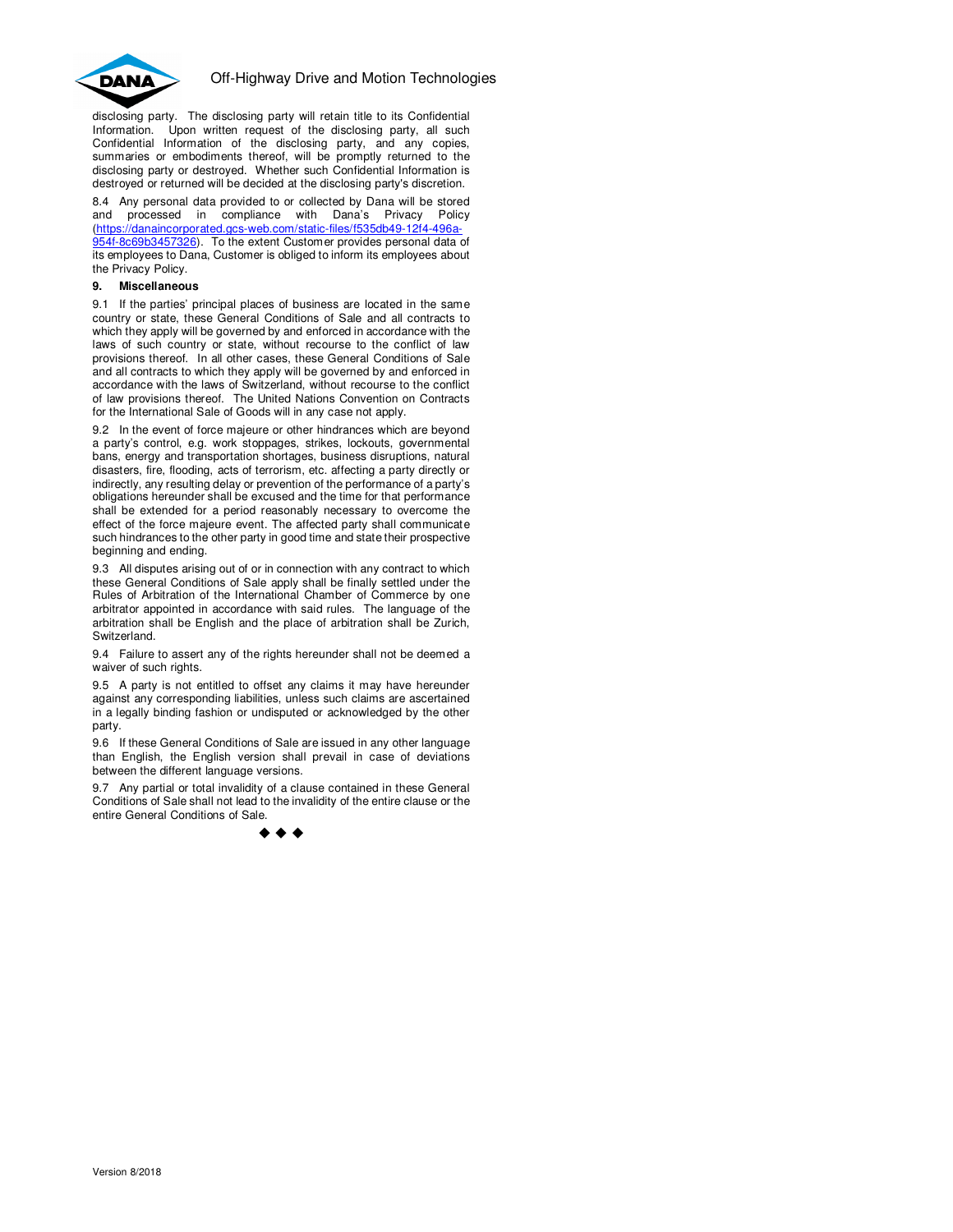disclosing party. The disclosing party will retain title to its Confidential Information. Upon written request of the disclosing party, all such Confidential Information of the disclosing party, and any copies, summaries or embodiments thereof, will be promptly returned to the disclosing party or destroyed. Whether such Confidential Information is destroyed or returned will be decided at the disclosing party's discretion.

8.4 Any personal data provided to or collected by Dana will be stored and processed in compliance with Dana's Privacy Policy (https://danaincorporated.gcs-web.com/static-files/f535db49-12f4-496a-954f-8c69b3457326). To the extent Customer provides personal data of its employees to Dana, Customer is obliged to inform its employees about the Privacy Policy.

**9. Miscellaneous**

9.1 If the parties' principal places of business are located in the same country or state, these General Conditions of Sale and all contracts to which they apply will be governed by and enforced in accordance with the laws of such country or state, without recourse to the conflict of law provisions thereof. In all other cases, these General Conditions of Sale and all contracts to which they apply will be governed by and enforced in accordance with the laws of Switzerland, without recourse to the conflict of law provisions thereof. The United Nations Convention on Contracts for the International Sale of Goods will in any case not apply.

9.2 In the event of force majeure or other hindrances which are beyond a party's control, e.g. work stoppages, strikes, lockouts, governmental bans, energy and transportation shortages, business disruptions, natural disasters, fire, flooding, acts of terrorism, etc. affecting a party directly or indirectly, any resulting delay or prevention of the performance of a party's obligations hereunder shall be excused and the time for that performance shall be extended for a period reasonably necessary to overcome the effect of the force majeure event. The affected party shall communicate such hindrances to the other party in good time and state their prospective beginning and ending.

9.3 All disputes arising out of or in connection with any contract to which these General Conditions of Sale apply shall be finally settled under the Rules of Arbitration of the International Chamber of Commerce by one arbitrator appointed in accordance with said rules. The language of the arbitration shall be English and the place of arbitration shall be Zurich, Switzerland.

9.4 Failure to assert any of the rights hereunder shall not be deemed a waiver of such rights.

9.5 A party is not entitled to offset any claims it may have hereunder against any corresponding liabilities, unless such claims are ascertained in a legally binding fashion or undisputed or acknowledged by the other party.

9.6 If these General Conditions of Sale are issued in any other language than English, the English version shall prevail in case of deviations between the different language versions.

9.7 Any partial or total invalidity of a clause contained in these General Conditions of Sale shall not lead to the invalidity of the entire clause or the entire General Conditions of Sale.

◆ ◆ ◆

Version 8/2018